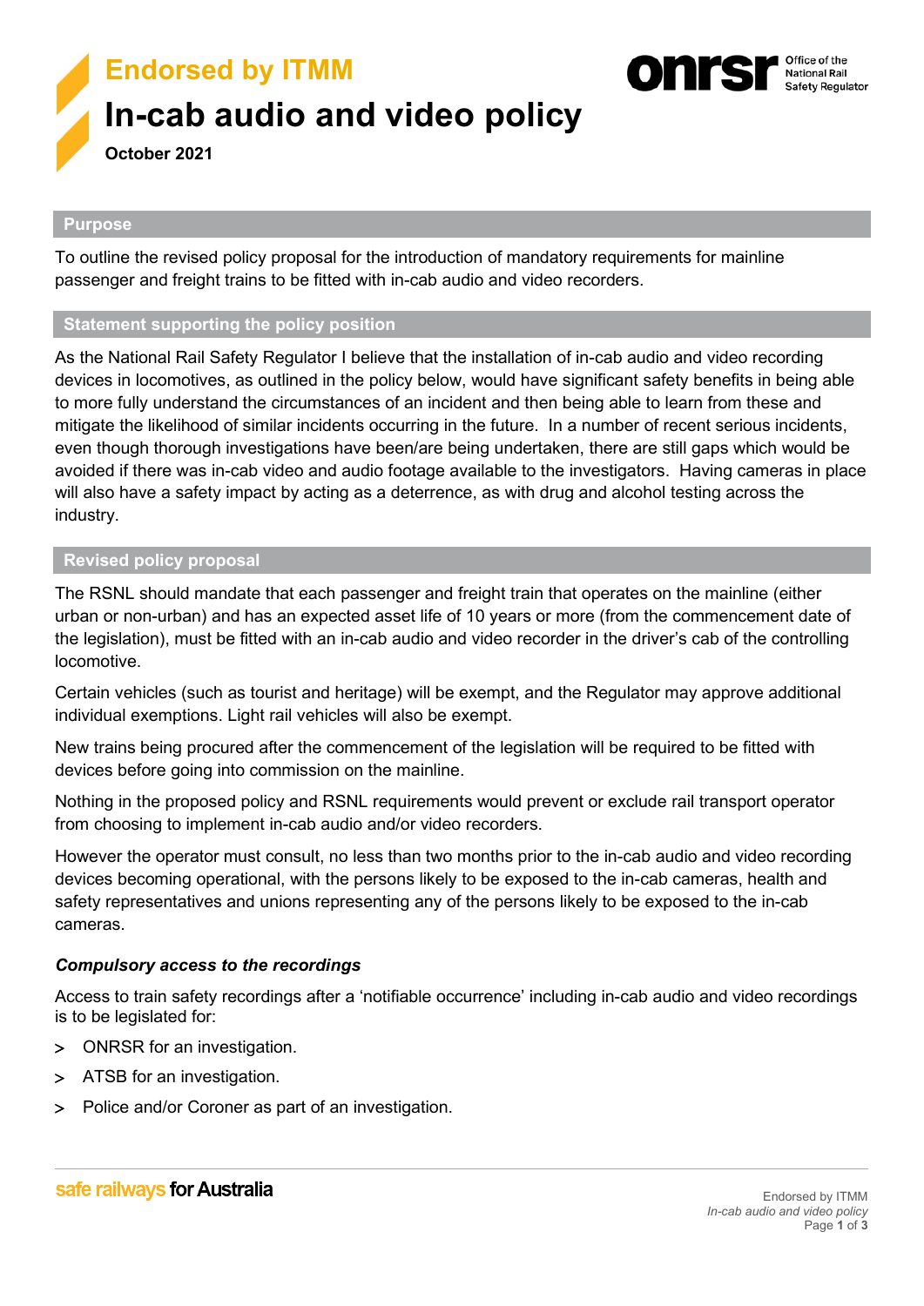# Endorsed by ITMM

# In-cab audio and video policy

**October 2021**

## Purpose

To outline the revised policy proposal for the introduction of mandatory requirements for mainline passenger and freight trains to be fitted with in-cab audio and video recorders.

## Statement supporting the policy position

As the National Rail Safety Regulator I believe that the installation of in-cab audio and video recording devices in locomotives, as outlined in the policy below, would have significant safety benefits in being able to more fully understand the circumstances of an incident and then being able to learn from these and mitigate the likelihood of similar incidents occurring in the future. In a number of recent serious incidents, even though thorough investigations have been/are being undertaken, there are still gaps which would be avoided if there was in-cab video and audio footage available to the investigators. Having cameras in place will also have a safety impact by acting as a deterrence, as with drug and alcohol testing across the industry.

## Revised policy proposal

The RSNL should mandate that each passenger and freight train that operates on the mainline (either urban or non-urban) and has an expected asset life of 10 years or more (from the commencement date of the legislation), must be fitted with an in-cab audio and video recorder in the driver's cab of the controlling locomotive.

Certain vehicles (such as tourist and heritage) will be exempt, and the Regulator may approve additional individual exemptions. Light rail vehicles will also be exempt.

New trains being procured after the commencement of the legislation will be required to be fitted with devices before going into commission on the mainline.

Nothing in the proposed policy and RSNL requirements would prevent or exclude rail transport operator from choosing to implement in-cab audio and/or video recorders.

However the operator must consult, no less than two months prior to the in-cab audio and video recording devices becoming operational, with the persons likely to be exposed to the in-cab cameras, health and safety representatives and unions representing any of the persons likely to be exposed to the in-cab cameras.

### *Compulsory access to the recordings*

Access to train safety recordings after a 'notifiable occurrence' including in-cab audio and video recordings is to be legislated for:

- ONRSR for an investigation.
- ATSB for an investigation.
- Police and/or Coroner as part of an investigation.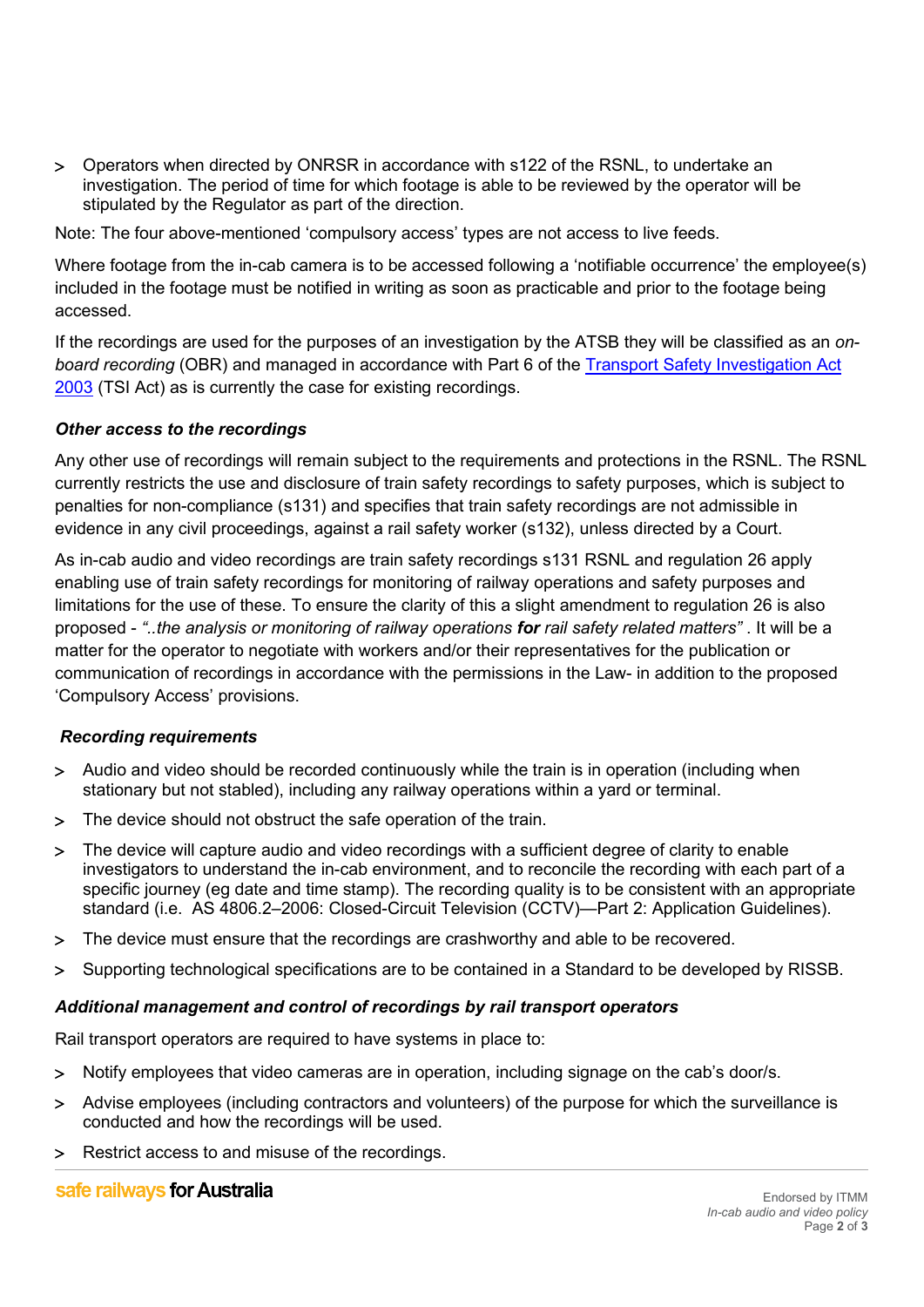- Operators when directed by ONRSR in accordance with s122 of the RSNL, to undertake an investigation. The period of time for which footage is able to be reviewed by the operator will be stipulated by the Regulator as part of the direction.

Note: The four above-mentioned 'compulsory access' types are not access to live feeds.

Where footage from the in-cab camera is to be accessed following a 'notifiable occurrence' the employee(s) included in the footage must be notified in writing as soon as practicable and prior to the footage being accessed.

If the recordings are used for the purposes of an investigation by the ATSB they will be classified as an *on-board recording* (OBR) and managed in accordance with Part 6 of the Transport Safety Investigation Act 2003 (TSI Act) as is currently the case for existing recordings.

***Other access to the recordings***

Any other use of recordings will remain subject to the requirements and protections in the RSNL. The RSNL currently restricts the use and disclosure of train safety recordings to safety purposes, which is subject to penalties for non-compliance (s131) and specifies that train safety recordings are not admissible in evidence in any civil proceedings, against a rail safety worker (s132), unless directed by a Court.

As in-cab audio and video recordings are train safety recordings s131 RSNL and regulation 26 apply enabling use of train safety recordings for monitoring of railway operations and safety purposes and limitations for the use of these. To ensure the clarity of this a slight amendment to regulation 26 is also proposed - *"..the analysis or monitoring of railway operations **for** rail safety related matters"* . It will be a matter for the operator to negotiate with workers and/or their representatives for the publication or communication of recordings in accordance with the permissions in the Law- in addition to the proposed 'Compulsory Access' provisions.

***Recording requirements***

- Audio and video should be recorded continuously while the train is in operation (including when stationary but not stabled), including any railway operations within a yard or terminal.
- The device should not obstruct the safe operation of the train.
- The device will capture audio and video recordings with a sufficient degree of clarity to enable investigators to understand the in-cab environment, and to reconcile the recording with each part of a specific journey (eg date and time stamp). The recording quality is to be consistent with an appropriate standard (i.e. AS 4806.2–2006: Closed-Circuit Television (CCTV)—Part 2: Application Guidelines).
- The device must ensure that the recordings are crashworthy and able to be recovered.
- Supporting technological specifications are to be contained in a Standard to be developed by RISSB.

***Additional management and control of recordings by rail transport operators***

Rail transport operators are required to have systems in place to:

- Notify employees that video cameras are in operation, including signage on the cab's door/s.
- Advise employees (including contractors and volunteers) of the purpose for which the surveillance is conducted and how the recordings will be used.
- Restrict access to and misuse of the recordings.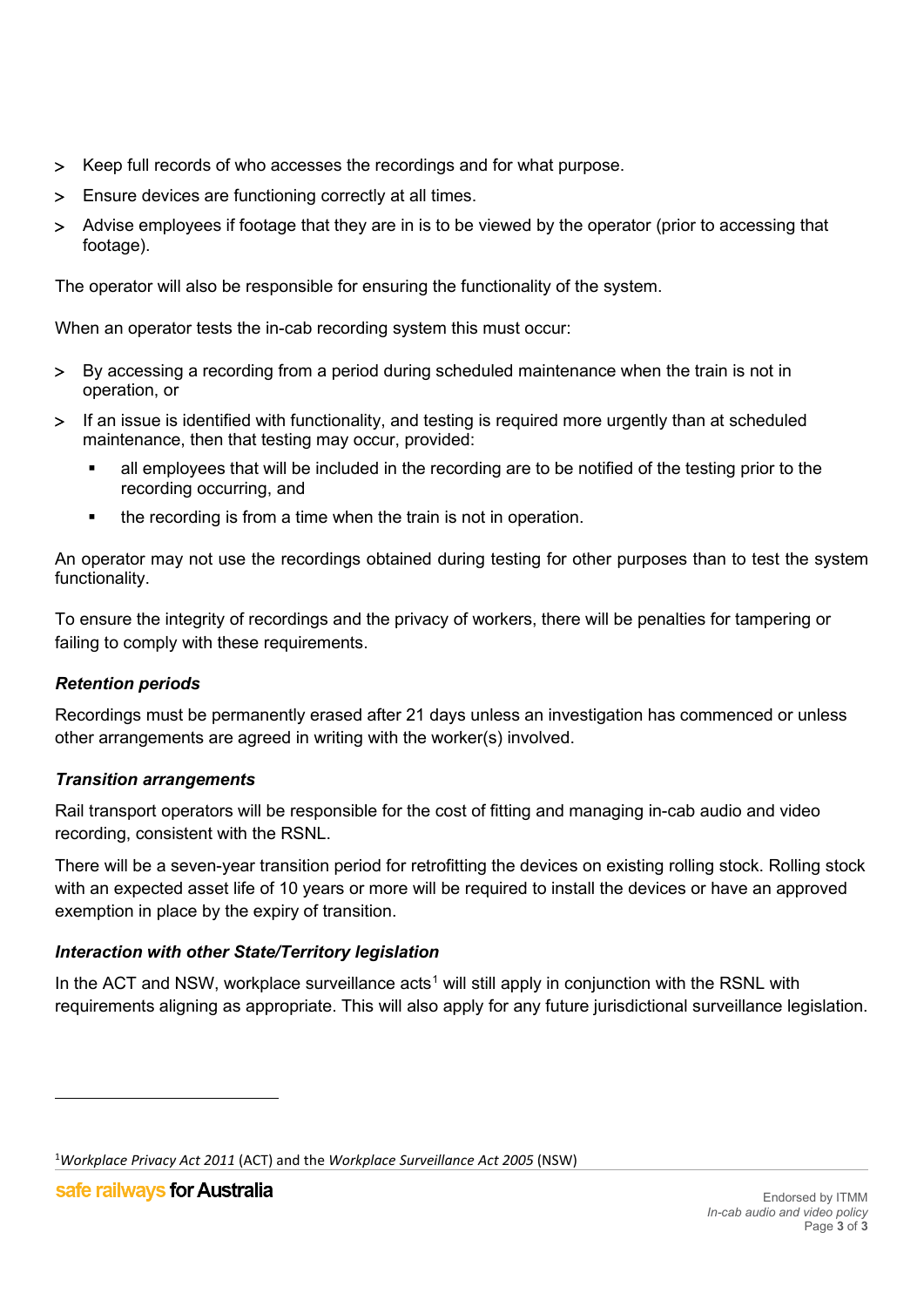- Keep full records of who accesses the recordings and for what purpose.
- Ensure devices are functioning correctly at all times.
- Advise employees if footage that they are in is to be viewed by the operator (prior to accessing that footage).

The operator will also be responsible for ensuring the functionality of the system.

When an operator tests the in-cab recording system this must occur:

- By accessing a recording from a period during scheduled maintenance when the train is not in operation, or
- If an issue is identified with functionality, and testing is required more urgently than at scheduled maintenance, then that testing may occur, provided:
  - all employees that will be included in the recording are to be notified of the testing prior to the recording occurring, and
  - the recording is from a time when the train is not in operation.

An operator may not use the recordings obtained during testing for other purposes than to test the system functionality.

To ensure the integrity of recordings and the privacy of workers, there will be penalties for tampering or failing to comply with these requirements.

### *Retention periods*

Recordings must be permanently erased after 21 days unless an investigation has commenced or unless other arrangements are agreed in writing with the worker(s) involved.

### *Transition arrangements*

Rail transport operators will be responsible for the cost of fitting and managing in-cab audio and video recording, consistent with the RSNL.

There will be a seven-year transition period for retrofitting the devices on existing rolling stock. Rolling stock with an expected asset life of 10 years or more will be required to install the devices or have an approved exemption in place by the expiry of transition.

### *Interaction with other State/Territory legislation*

In the ACT and NSW, workplace surveillance acts[1] will still apply in conjunction with the RSNL with requirements aligning as appropriate. This will also apply for any future jurisdictional surveillance legislation.

---

[1] *Workplace Privacy Act 2011* (ACT) and the *Workplace Surveillance Act 2005* (NSW)